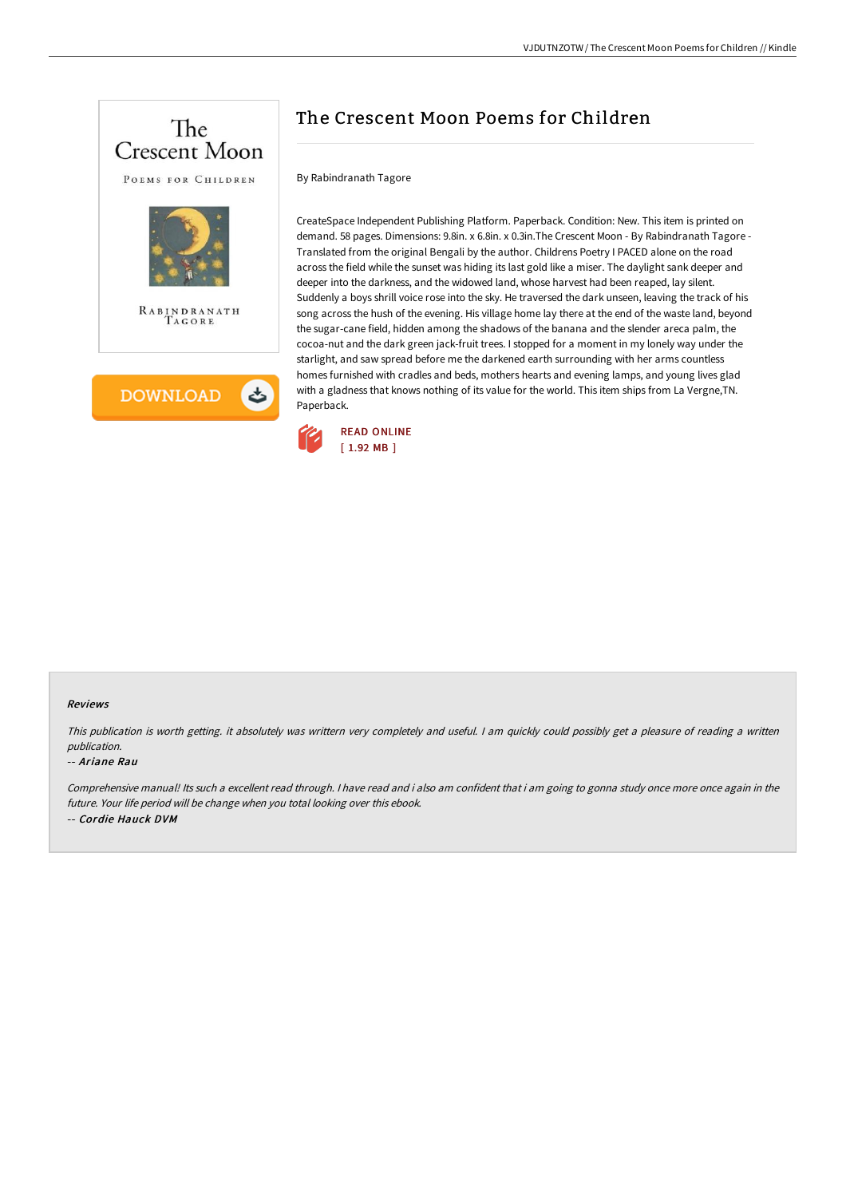# The Crescent Moon Poems for Children

By Rabindranath Tagore

CreateSpace Independent Publishing Platform. Paperback. Condition: New. This item is printed on demand. 58 pages. Dimensions: 9.8in. x 6.8in. x 0.3in.The Crescent Moon - By Rabindranath Tagore - Translated from the original Bengali by the author. Childrens Poetry I PACED alone on the road across the field while the sunset was hiding its last gold like a miser. The daylight sank deeper and deeper into the darkness, and the widowed land, whose harvest had been reaped, lay silent. Suddenly a boys shrill voice rose into the sky. He traversed the dark unseen, leaving the track of his song across the hush of the evening. His village home lay there at the end of the waste land, beyond the sugar-cane field, hidden among the shadows of the banana and the slender areca palm, the cocoa-nut and the dark green jack-fruit trees. I stopped for a moment in my lonely way under the starlight, and saw spread before me the darkened earth surrounding with her arms countless homes furnished with cradles and beds, mothers hearts and evening lamps, and young lives glad with a gladness that knows nothing of its value for the world. This item ships from La Vergne,TN. Paperback.

READ ONLINE
[ 1.92 MB ]

#### Reviews

*This publication is worth getting. it absolutely was writtern very completely and useful. I am quickly could possibly get a pleasure of reading a written publication.*

-- *Ariane Rau*

*Comprehensive manual! Its such a excellent read through. I have read and i also am confident that i am going to gonna study once more once again in the future. Your life period will be change when you total looking over this ebook.*

-- *Cordie Hauck DVM*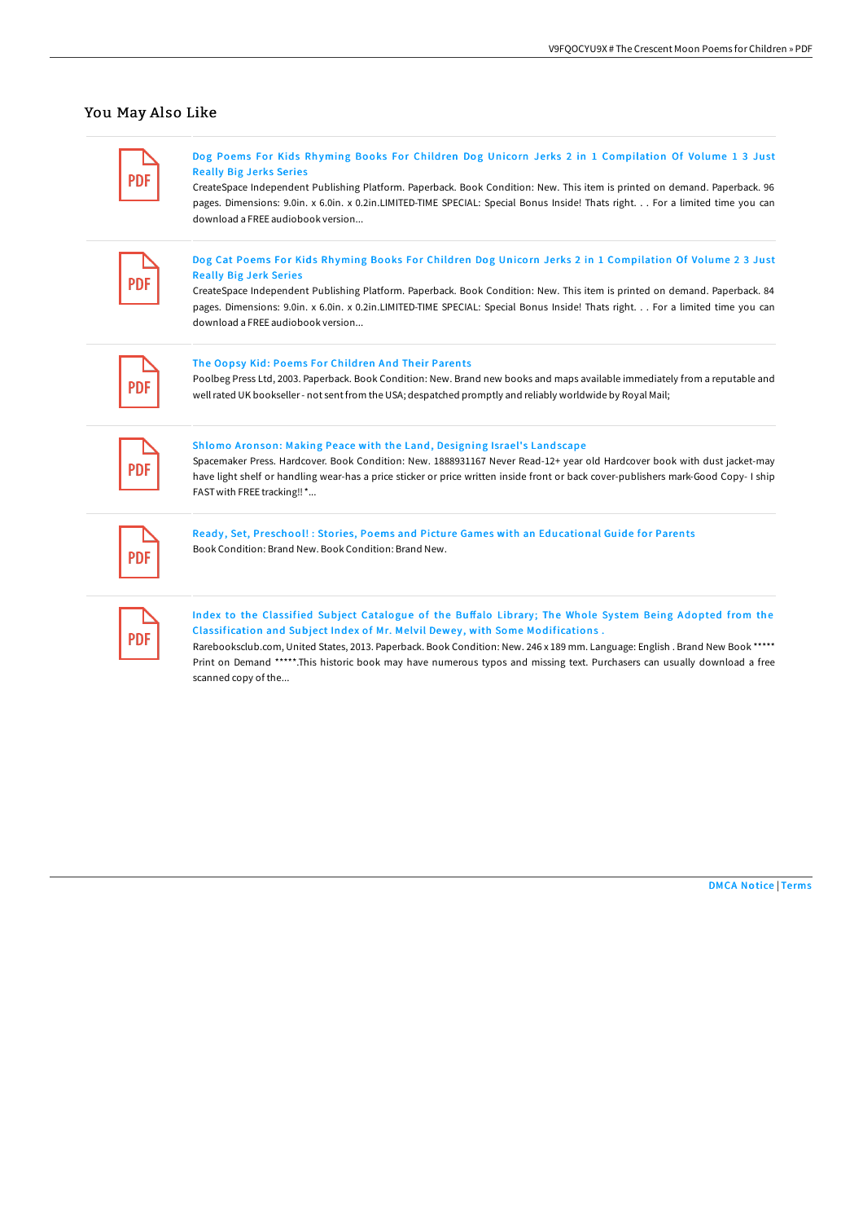## You May Also Like

PDF

**Dog Poems For Kids Rhyming Books For Children Dog Unicorn Jerks 2 in 1 Compilation Of Volume 1 3 Just Really Big Jerks Series**

CreateSpace Independent Publishing Platform. Paperback. Book Condition: New. This item is printed on demand. Paperback. 96 pages. Dimensions: 9.0in. x 6.0in. x 0.2in.LIMITED-TIME SPECIAL: Special Bonus Inside! Thats right. . . For a limited time you can download a FREE audiobook version...

PDF

**Dog Cat Poems For Kids Rhyming Books For Children Dog Unicorn Jerks 2 in 1 Compilation Of Volume 2 3 Just Really Big Jerk Series**

CreateSpace Independent Publishing Platform. Paperback. Book Condition: New. This item is printed on demand. Paperback. 84 pages. Dimensions: 9.0in. x 6.0in. x 0.2in.LIMITED-TIME SPECIAL: Special Bonus Inside! Thats right. . . For a limited time you can download a FREE audiobook version...

PDF

**The Oopsy Kid: Poems For Children And Their Parents**

Poolbeg Press Ltd, 2003. Paperback. Book Condition: New. Brand new books and maps available immediately from a reputable and well rated UK bookseller - not sent from the USA; despatched promptly and reliably worldwide by Royal Mail;

PDF

**Shlomo Aronson: Making Peace with the Land, Designing Israel's Landscape**

Spacemaker Press. Hardcover. Book Condition: New. 1888931167 Never Read-12+ year old Hardcover book with dust jacket-may have light shelf or handling wear-has a price sticker or price written inside front or back cover-publishers mark-Good Copy- I ship FAST with FREE tracking!! *...

PDF

**Ready, Set, Preschool! : Stories, Poems and Picture Games with an Educational Guide for Parents**

Book Condition: Brand New. Book Condition: Brand New.

PDF

**Index to the Classified Subject Catalogue of the Buffalo Library; The Whole System Being Adopted from the Classification and Subject Index of Mr. Melvil Dewey, with Some Modifications .**

Rarebooksclub.com, United States, 2013. Paperback. Book Condition: New. 246 x 189 mm. Language: English . Brand New Book ***** Print on Demand *****.This historic book may have numerous typos and missing text. Purchasers can usually download a free scanned copy of the...

DMCA Notice | Terms